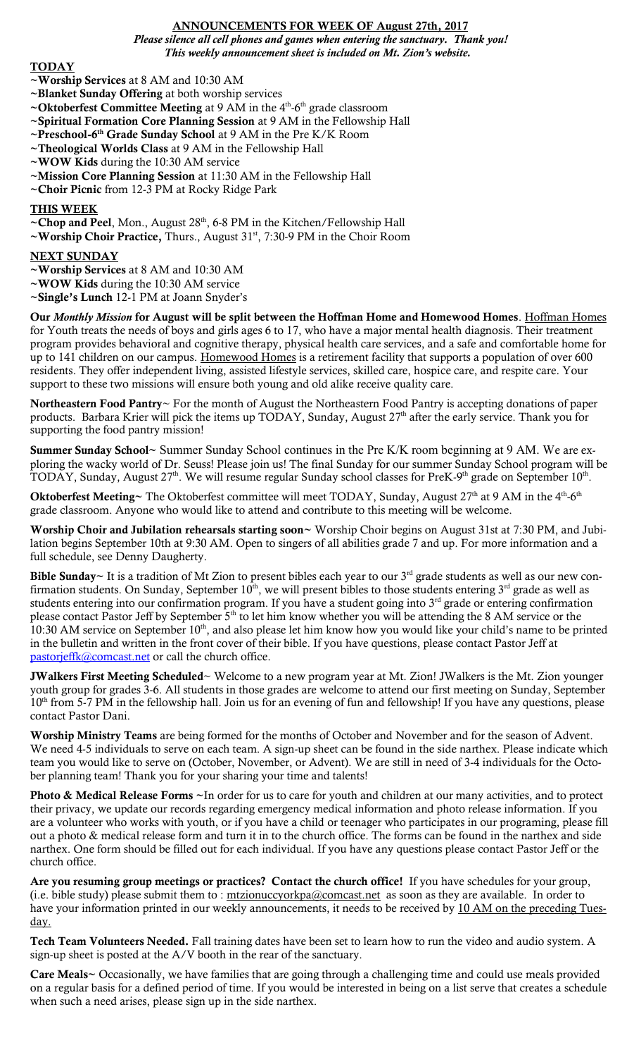# ANNOUNCEMENTS FOR WEEK OF August 27th, 2017

***Please silence all cell phones and games when entering the sanctuary. Thank you!***
***This weekly announcement sheet is included on Mt. Zion's website.***

## TODAY

- ~**Worship Services** at 8 AM and 10:30 AM
- ~**Blanket Sunday Offering** at both worship services
- ~**Oktoberfest Committee Meeting** at 9 AM in the 4th-6th grade classroom
- ~**Spiritual Formation Core Planning Session** at 9 AM in the Fellowship Hall
- ~**Preschool-6th Grade Sunday School** at 9 AM in the Pre K/K Room
- ~**Theological Worlds Class** at 9 AM in the Fellowship Hall
- ~**WOW Kids** during the 10:30 AM service
- ~**Mission Core Planning Session** at 11:30 AM in the Fellowship Hall
- ~**Choir Picnic** from 12-3 PM at Rocky Ridge Park

## THIS WEEK

- ~**Chop and Peel**, Mon., August 28th, 6-8 PM in the Kitchen/Fellowship Hall
- ~**Worship Choir Practice,** Thurs., August 31st, 7:30-9 PM in the Choir Room

## NEXT SUNDAY

- ~**Worship Services** at 8 AM and 10:30 AM
- ~**WOW Kids** during the 10:30 AM service
- ~**Single's Lunch** 12-1 PM at Joann Snyder's

**Our *Monthly Mission* for August will be split between the Hoffman Home and Homewood Homes**. Hoffman Homes for Youth treats the needs of boys and girls ages 6 to 17, who have a major mental health diagnosis. Their treatment program provides behavioral and cognitive therapy, physical health care services, and a safe and comfortable home for up to 141 children on our campus. Homewood Homes is a retirement facility that supports a population of over 600 residents. They offer independent living, assisted lifestyle services, skilled care, hospice care, and respite care. Your support to these two missions will ensure both young and old alike receive quality care.

**Northeastern Food Pantry**~ For the month of August the Northeastern Food Pantry is accepting donations of paper products. Barbara Krier will pick the items up TODAY, Sunday, August 27th after the early service. Thank you for supporting the food pantry mission!

**Summer Sunday School**~ Summer Sunday School continues in the Pre K/K room beginning at 9 AM. We are exploring the wacky world of Dr. Seuss! Please join us! The final Sunday for our summer Sunday School program will be TODAY, Sunday, August 27th. We will resume regular Sunday school classes for PreK-9th grade on September 10th.

**Oktoberfest Meeting**~ The Oktoberfest committee will meet TODAY, Sunday, August 27th at 9 AM in the 4th-6th grade classroom. Anyone who would like to attend and contribute to this meeting will be welcome.

**Worship Choir and Jubilation rehearsals starting soon**~ Worship Choir begins on August 31st at 7:30 PM, and Jubilation begins September 10th at 9:30 AM. Open to singers of all abilities grade 7 and up. For more information and a full schedule, see Denny Daugherty.

**Bible Sunday**~ It is a tradition of Mt Zion to present bibles each year to our 3rd grade students as well as our new confirmation students. On Sunday, September 10th, we will present bibles to those students entering 3rd grade as well as students entering into our confirmation program. If you have a student going into 3rd grade or entering confirmation please contact Pastor Jeff by September 5th to let him know whether you will be attending the 8 AM service or the 10:30 AM service on September 10th, and also please let him know how you would like your child's name to be printed in the bulletin and written in the front cover of their bible. If you have questions, please contact Pastor Jeff at pastorjeffk@comcast.net or call the church office.

**JWalkers First Meeting Scheduled**~ Welcome to a new program year at Mt. Zion! JWalkers is the Mt. Zion younger youth group for grades 3-6. All students in those grades are welcome to attend our first meeting on Sunday, September 10th from 5-7 PM in the fellowship hall. Join us for an evening of fun and fellowship! If you have any questions, please contact Pastor Dani.

**Worship Ministry Teams** are being formed for the months of October and November and for the season of Advent. We need 4-5 individuals to serve on each team. A sign-up sheet can be found in the side narthex. Please indicate which team you would like to serve on (October, November, or Advent). We are still in need of 3-4 individuals for the October planning team! Thank you for your sharing your time and talents!

**Photo & Medical Release Forms** ~In order for us to care for youth and children at our many activities, and to protect their privacy, we update our records regarding emergency medical information and photo release information. If you are a volunteer who works with youth, or if you have a child or teenager who participates in our programing, please fill out a photo & medical release form and turn it in to the church office. The forms can be found in the narthex and side narthex. One form should be filled out for each individual. If you have any questions please contact Pastor Jeff or the church office.

**Are you resuming group meetings or practices? Contact the church office!** If you have schedules for your group, (i.e. bible study) please submit them to : mtzionuccyorkpa@comcast.net as soon as they are available. In order to have your information printed in our weekly announcements, it needs to be received by 10 AM on the preceding Tuesday.

**Tech Team Volunteers Needed.** Fall training dates have been set to learn how to run the video and audio system. A sign-up sheet is posted at the A/V booth in the rear of the sanctuary.

**Care Meals**~ Occasionally, we have families that are going through a challenging time and could use meals provided on a regular basis for a defined period of time. If you would be interested in being on a list serve that creates a schedule when such a need arises, please sign up in the side narthex.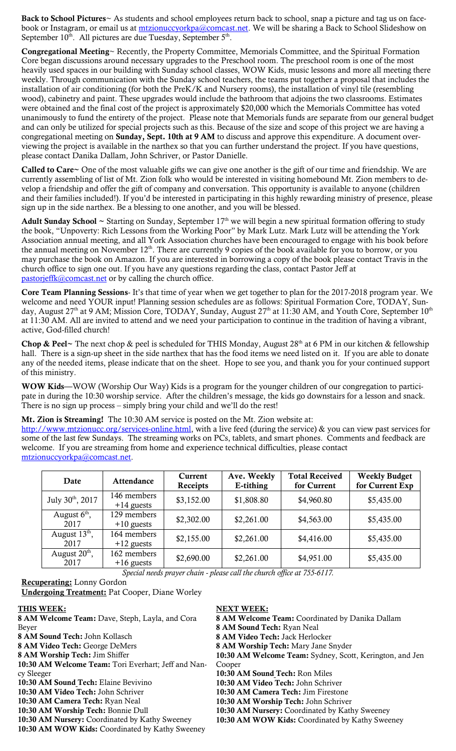**Back to School Pictures**~ As students and school employees return back to school, snap a picture and tag us on facebook or Instagram, or email us at mtzionuccyorkpa@comcast.net. We will be sharing a Back to School Slideshow on September 10th. All pictures are due Tuesday, September 5th.

**Congregational Meeting**~ Recently, the Property Committee, Memorials Committee, and the Spiritual Formation Core began discussions around necessary upgrades to the Preschool room. The preschool room is one of the most heavily used spaces in our building with Sunday school classes, WOW Kids, music lessons and more all meeting there weekly. Through communication with the Sunday school teachers, the teams put together a proposal that includes the installation of air conditioning (for both the PreK/K and Nursery rooms), the installation of vinyl tile (resembling wood), cabinetry and paint. These upgrades would include the bathroom that adjoins the two classrooms. Estimates were obtained and the final cost of the project is approximately $20,000 which the Memorials Committee has voted unanimously to fund the entirety of the project. Please note that Memorials funds are separate from our general budget and can only be utilized for special projects such as this. Because of the size and scope of this project we are having a congregational meeting on **Sunday, Sept. 10th at 9 AM** to discuss and approve this expenditure. A document overviewing the project is available in the narthex so that you can further understand the project. If you have questions, please contact Danika Dallam, John Schriver, or Pastor Danielle.

**Called to Care**~ One of the most valuable gifts we can give one another is the gift of our time and friendship. We are currently assembling of list of Mt. Zion folk who would be interested in visiting homebound Mt. Zion members to develop a friendship and offer the gift of company and conversation. This opportunity is available to anyone (children and their families included!). If you'd be interested in participating in this highly rewarding ministry of presence, please sign up in the side narthex. Be a blessing to one another, and you will be blessed.

**Adult Sunday School** ~ Starting on Sunday, September 17th we will begin a new spiritual formation offering to study the book, "Unpoverty: Rich Lessons from the Working Poor" by Mark Lutz. Mark Lutz will be attending the York Association annual meeting, and all York Association churches have been encouraged to engage with his book before the annual meeting on November 12th. There are currently 9 copies of the book available for you to borrow, or you may purchase the book on Amazon. If you are interested in borrowing a copy of the book please contact Travis in the church office to sign one out. If you have any questions regarding the class, contact Pastor Jeff at pastorjeffk@comcast.net or by calling the church office.

**Core Team Planning Sessions**- It's that time of year when we get together to plan for the 2017-2018 program year. We welcome and need YOUR input! Planning session schedules are as follows: Spiritual Formation Core, TODAY, Sunday, August 27th at 9 AM; Mission Core, TODAY, Sunday, August 27th at 11:30 AM, and Youth Core, September 10th at 11:30 AM. All are invited to attend and we need your participation to continue in the tradition of having a vibrant, active, God-filled church!

**Chop & Peel**~ The next chop & peel is scheduled for THIS Monday, August 28th at 6 PM in our kitchen & fellowship hall. There is a sign-up sheet in the side narthex that has the food items we need listed on it. If you are able to donate any of the needed items, please indicate that on the sheet. Hope to see you, and thank you for your continued support of this ministry.

**WOW Kids**—WOW (Worship Our Way) Kids is a program for the younger children of our congregation to participate in during the 10:30 worship service. After the children's message, the kids go downstairs for a lesson and snack. There is no sign up process – simply bring your child and we'll do the rest!

**Mt. Zion is Streaming!** The 10:30 AM service is posted on the Mt. Zion website at: http://www.mtzionucc.org/services-online.html, with a live feed (during the service) & you can view past services for some of the last few Sundays. The streaming works on PCs, tablets, and smart phones. Comments and feedback are welcome. If you are streaming from home and experience technical difficulties, please contact mtzionuccyorkpa@comcast.net.

| Date | Attendance | Current Receipts | Ave. Weekly E-tithing | Total Received for Current | Weekly Budget for Current Exp |
|---|---|---|---|---|---|
| July 30th, 2017 | 146 members +14 guests | $3,152.00 | $1,808.80 | $4,960.80 | $5,435.00 |
| August 6th, 2017 | 129 members +10 guests | $2,302.00 | $2,261.00 | $4,563.00 | $5,435.00 |
| August 13th, 2017 | 164 members +12 guests | $2,155.00 | $2,261.00 | $4,416.00 | $5,435.00 |
| August 20th, 2017 | 162 members +16 guests | $2,690.00 | $2,261.00 | $4,951.00 | $5,435.00 |

*Special needs prayer chain - please call the church office at 755-6117.*

**Recuperating:** Lonny Gordon
**Undergoing Treatment:** Pat Cooper, Diane Worley

**THIS WEEK:**

**8 AM Welcome Team:** Dave, Steph, Layla, and Cora Beyer
**8 AM Sound Tech:** John Kollasch
**8 AM Video Tech:** George DeMers
**8 AM Worship Tech:** Jim Shiffer
**10:30 AM Welcome Team:** Tori Everhart; Jeff and Nancy Sleeger
**10:30 AM Sound Tech:** Elaine Bevivino
**10:30 AM Video Tech:** John Schriver
**10:30 AM Camera Tech:** Ryan Neal
**10:30 AM Worship Tech:** Bonnie Dull
**10:30 AM Nursery:** Coordinated by Kathy Sweeney
**10:30 AM WOW Kids:** Coordinated by Kathy Sweeney

**NEXT WEEK:**

**8 AM Welcome Team:** Coordinated by Danika Dallam
**8 AM Sound Tech:** Ryan Neal
**8 AM Video Tech:** Jack Herlocker
**8 AM Worship Tech:** Mary Jane Snyder
**10:30 AM Welcome Team:** Sydney, Scott, Kerington, and Jen Cooper
**10:30 AM Sound Tech:** Ron Miles
**10:30 AM Video Tech:** John Schriver
**10:30 AM Camera Tech:** Jim Firestone
**10:30 AM Worship Tech:** John Schriver
**10:30 AM Nursery:** Coordinated by Kathy Sweeney
**10:30 AM WOW Kids:** Coordinated by Kathy Sweeney